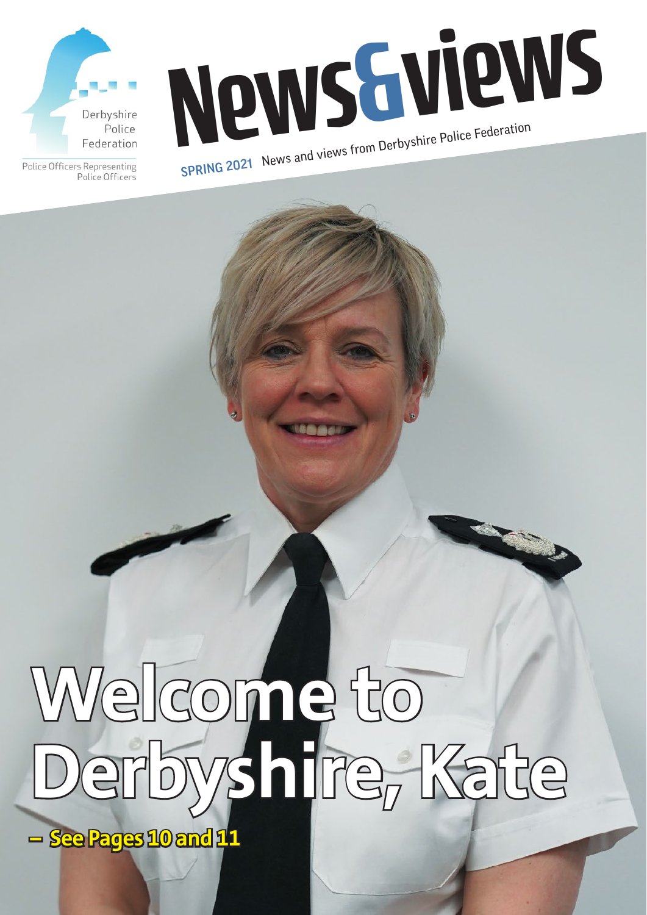Derbyshire Police Federation

Police Officers Representing Police Officers

# News&views

**SPRING 2021** News and views from Derbyshire Police Federation

# Welcome to Derbyshire, Kate

**– See Pages 10 and 11**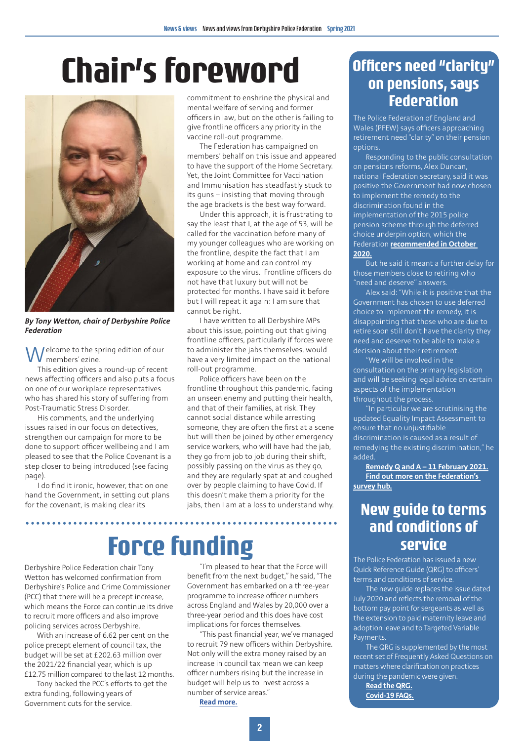# Chair's foreword

***By Tony Wetton, chair of Derbyshire Police Federation***

Welcome to the spring edition of our members' ezine.

This edition gives a round-up of recent news affecting officers and also puts a focus on one of our workplace representatives who has shared his story of suffering from Post-Traumatic Stress Disorder.

His comments, and the underlying issues raised in our focus on detectives, strengthen our campaign for more to be done to support officer wellbeing and I am pleased to see that the Police Covenant is a step closer to being introduced (see facing page).

I do find it ironic, however, that on one hand the Government, in setting out plans for the covenant, is making clear its commitment to enshrine the physical and mental welfare of serving and former officers in law, but on the other is failing to give frontline officers any priority in the vaccine roll-out programme.

The Federation has campaigned on members' behalf on this issue and appeared to have the support of the Home Secretary. Yet, the Joint Committee for Vaccination and Immunisation has steadfastly stuck to its guns – insisting that moving through the age brackets is the best way forward.

Under this approach, it is frustrating to say the least that I, at the age of 53, will be called for the vaccination before many of my younger colleagues who are working on the frontline, despite the fact that I am working at home and can control my exposure to the virus. Frontline officers do not have that luxury but will not be protected for months. I have said it before but I will repeat it again: I am sure that cannot be right.

I have written to all Derbyshire MPs about this issue, pointing out that giving frontline officers, particularly if forces were to administer the jabs themselves, would have a very limited impact on the national roll-out programme.

Police officers have been on the frontline throughout this pandemic, facing an unseen enemy and putting their health, and that of their families, at risk. They cannot social distance while arresting someone, they are often the first at a scene but will then be joined by other emergency service workers, who will have had the jab, they go from job to job during their shift, possibly passing on the virus as they go, and they are regularly spat at and coughed over by people claiming to have Covid. If this doesn't make them a priority for the jabs, then I am at a loss to understand why.

# Force funding

Derbyshire Police Federation chair Tony Wetton has welcomed confirmation from Derbyshire's Police and Crime Commissioner (PCC) that there will be a precept increase, which means the Force can continue its drive to recruit more officers and also improve policing services across Derbyshire.

With an increase of 6.62 per cent on the police precept element of council tax, the budget will be set at £202.63 million over the 2021/22 financial year, which is up £12.75 million compared to the last 12 months.

Tony backed the PCC's efforts to get the extra funding, following years of Government cuts for the service.

"I'm pleased to hear that the Force will benefit from the next budget," he said, "The Government has embarked on a three-year programme to increase officer numbers across England and Wales by 20,000 over a three-year period and this does have cost implications for forces themselves.

"This past financial year, we've managed to recruit 79 new officers within Derbyshire. Not only will the extra money raised by an increase in council tax mean we can keep officer numbers rising but the increase in budget will help us to invest across a number of service areas."

**Read more.**

## Officers need "clarity" on pensions, says Federation

The Police Federation of England and Wales (PFEW) says officers approaching retirement need "clarity" on their pension options.

Responding to the public consultation on pensions reforms, Alex Duncan, national Federation secretary, said it was positive the Government had now chosen to implement the remedy to the discrimination found in the implementation of the 2015 police pension scheme through the deferred choice underpin option, which the Federation **recommended in October 2020.**

But he said it meant a further delay for those members close to retiring who "need and deserve" answers.

Alex said: "While it is positive that the Government has chosen to use deferred choice to implement the remedy, it is disappointing that those who are due to retire soon still don't have the clarity they need and deserve to be able to make a decision about their retirement.

"We will be involved in the consultation on the primary legislation and will be seeking legal advice on certain aspects of the implementation throughout the process.

"In particular we are scrutinising the updated Equality Impact Assessment to ensure that no unjustifiable discrimination is caused as a result of remedying the existing discrimination," he added.

**Remedy Q and A – 11 February 2021.**
**Find out more on the Federation's survey hub.**

## New guide to terms and conditions of service

The Police Federation has issued a new Quick Reference Guide (QRG) to officers' terms and conditions of service.

The new guide replaces the issue dated July 2020 and reflects the removal of the bottom pay point for sergeants as well as the extension to paid maternity leave and adoption leave and to Targeted Variable Payments.

The QRG is supplemented by the most recent set of Frequently Asked Questions on matters where clarification on practices during the pandemic were given.

**Read the QRG.**
**Covid-19 FAQs.**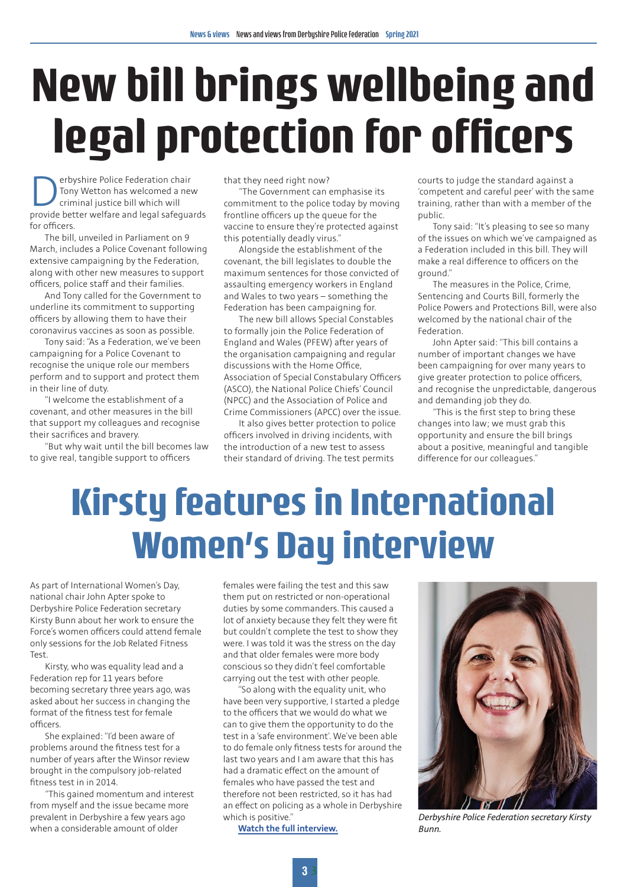# New bill brings wellbeing and legal protection for officers

Derbyshire Police Federation chair Tony Wetton has welcomed a new criminal justice bill which will provide better welfare and legal safeguards for officers.

The bill, unveiled in Parliament on 9 March, includes a Police Covenant following extensive campaigning by the Federation, along with other new measures to support officers, police staff and their families.

And Tony called for the Government to underline its commitment to supporting officers by allowing them to have their coronavirus vaccines as soon as possible.

Tony said: "As a Federation, we've been campaigning for a Police Covenant to recognise the unique role our members perform and to support and protect them in their line of duty.

"I welcome the establishment of a covenant, and other measures in the bill that support my colleagues and recognise their sacrifices and bravery.

"But why wait until the bill becomes law to give real, tangible support to officers that they need right now?

"The Government can emphasise its commitment to the police today by moving frontline officers up the queue for the vaccine to ensure they're protected against this potentially deadly virus."

Alongside the establishment of the covenant, the bill legislates to double the maximum sentences for those convicted of assaulting emergency workers in England and Wales to two years – something the Federation has been campaigning for.

The new bill allows Special Constables to formally join the Police Federation of England and Wales (PFEW) after years of the organisation campaigning and regular discussions with the Home Office, Association of Special Constabulary Officers (ASCO), the National Police Chiefs' Council (NPCC) and the Association of Police and Crime Commissioners (APCC) over the issue.

It also gives better protection to police officers involved in driving incidents, with the introduction of a new test to assess their standard of driving. The test permits courts to judge the standard against a 'competent and careful peer' with the same training, rather than with a member of the public.

Tony said: "It's pleasing to see so many of the issues on which we've campaigned as a Federation included in this bill. They will make a real difference to officers on the ground."

The measures in the Police, Crime, Sentencing and Courts Bill, formerly the Police Powers and Protections Bill, were also welcomed by the national chair of the Federation.

John Apter said: "This bill contains a number of important changes we have been campaigning for over many years to give greater protection to police officers, and recognise the unpredictable, dangerous and demanding job they do.

"This is the first step to bring these changes into law; we must grab this opportunity and ensure the bill brings about a positive, meaningful and tangible difference for our colleagues."

# Kirsty features in International Women's Day interview

As part of International Women's Day, national chair John Apter spoke to Derbyshire Police Federation secretary Kirsty Bunn about her work to ensure the Force's women officers could attend female only sessions for the Job Related Fitness Test.

Kirsty, who was equality lead and a Federation rep for 11 years before becoming secretary three years ago, was asked about her success in changing the format of the fitness test for female officers.

She explained: "I'd been aware of problems around the fitness test for a number of years after the Winsor review brought in the compulsory job-related fitness test in in 2014.

"This gained momentum and interest from myself and the issue became more prevalent in Derbyshire a few years ago when a considerable amount of older females were failing the test and this saw them put on restricted or non-operational duties by some commanders. This caused a lot of anxiety because they felt they were fit but couldn't complete the test to show they were. I was told it was the stress on the day and that older females were more body conscious so they didn't feel comfortable carrying out the test with other people.

"So along with the equality unit, who have been very supportive, I started a pledge to the officers that we would do what we can to give them the opportunity to do the test in a 'safe environment'. We've been able to do female only fitness tests for around the last two years and I am aware that this has had a dramatic effect on the amount of females who have passed the test and therefore not been restricted, so it has had an effect on policing as a whole in Derbyshire which is positive."

**Watch the full interview.**

*Derbyshire Police Federation secretary Kirsty Bunn.*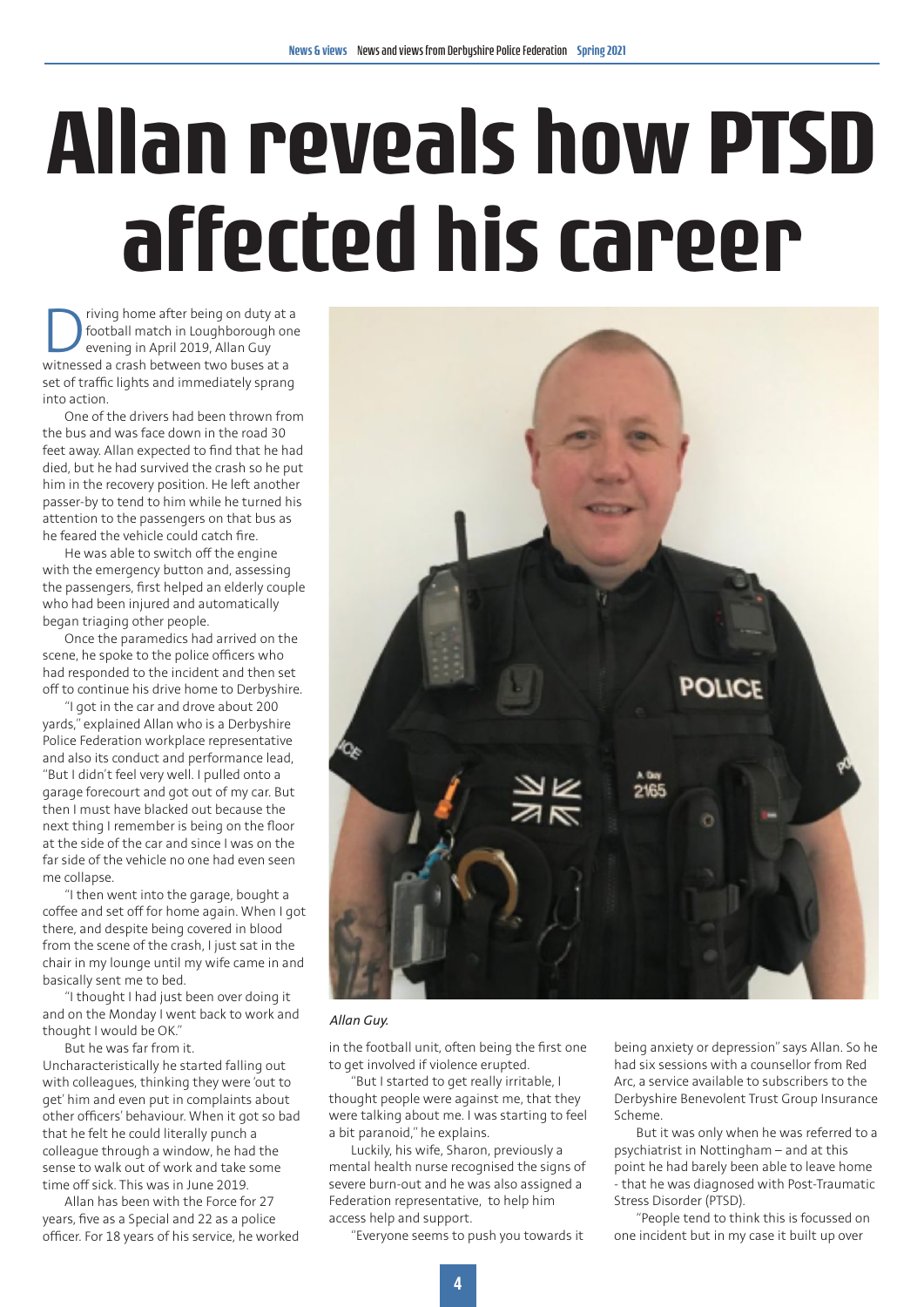# Allan reveals how PTSD affected his career

Driving home after being on duty at a football match in Loughborough one evening in April 2019, Allan Guy witnessed a crash between two buses at a set of traffic lights and immediately sprang into action.

One of the drivers had been thrown from the bus and was face down in the road 30 feet away. Allan expected to find that he had died, but he had survived the crash so he put him in the recovery position. He left another passer-by to tend to him while he turned his attention to the passengers on that bus as he feared the vehicle could catch fire.

He was able to switch off the engine with the emergency button and, assessing the passengers, first helped an elderly couple who had been injured and automatically began triaging other people.

Once the paramedics had arrived on the scene, he spoke to the police officers who had responded to the incident and then set off to continue his drive home to Derbyshire.

"I got in the car and drove about 200 yards," explained Allan who is a Derbyshire Police Federation workplace representative and also its conduct and performance lead, "But I didn't feel very well. I pulled onto a garage forecourt and got out of my car. But then I must have blacked out because the next thing I remember is being on the floor at the side of the car and since I was on the far side of the vehicle no one had even seen me collapse.

"I then went into the garage, bought a coffee and set off for home again. When I got there, and despite being covered in blood from the scene of the crash, I just sat in the chair in my lounge until my wife came in and basically sent me to bed.

"I thought I had just been over doing it and on the Monday I went back to work and thought I would be OK."

But he was far from it. Uncharacteristically he started falling out with colleagues, thinking they were 'out to get' him and even put in complaints about other officers' behaviour. When it got so bad that he felt he could literally punch a colleague through a window, he had the sense to walk out of work and take some time off sick. This was in June 2019.

Allan has been with the Force for 27 years, five as a Special and 22 as a police officer. For 18 years of his service, he worked in the football unit, often being the first one to get involved if violence erupted.

*Allan Guy.*

"But I started to get really irritable, I thought people were against me, that they were talking about me. I was starting to feel a bit paranoid," he explains.

Luckily, his wife, Sharon, previously a mental health nurse recognised the signs of severe burn-out and he was also assigned a Federation representative, to help him access help and support.

"Everyone seems to push you towards it being anxiety or depression" says Allan. So he had six sessions with a counsellor from Red Arc, a service available to subscribers to the Derbyshire Benevolent Trust Group Insurance Scheme.

But it was only when he was referred to a psychiatrist in Nottingham – and at this point he had barely been able to leave home - that he was diagnosed with Post-Traumatic Stress Disorder (PTSD).

"People tend to think this is focussed on one incident but in my case it built up over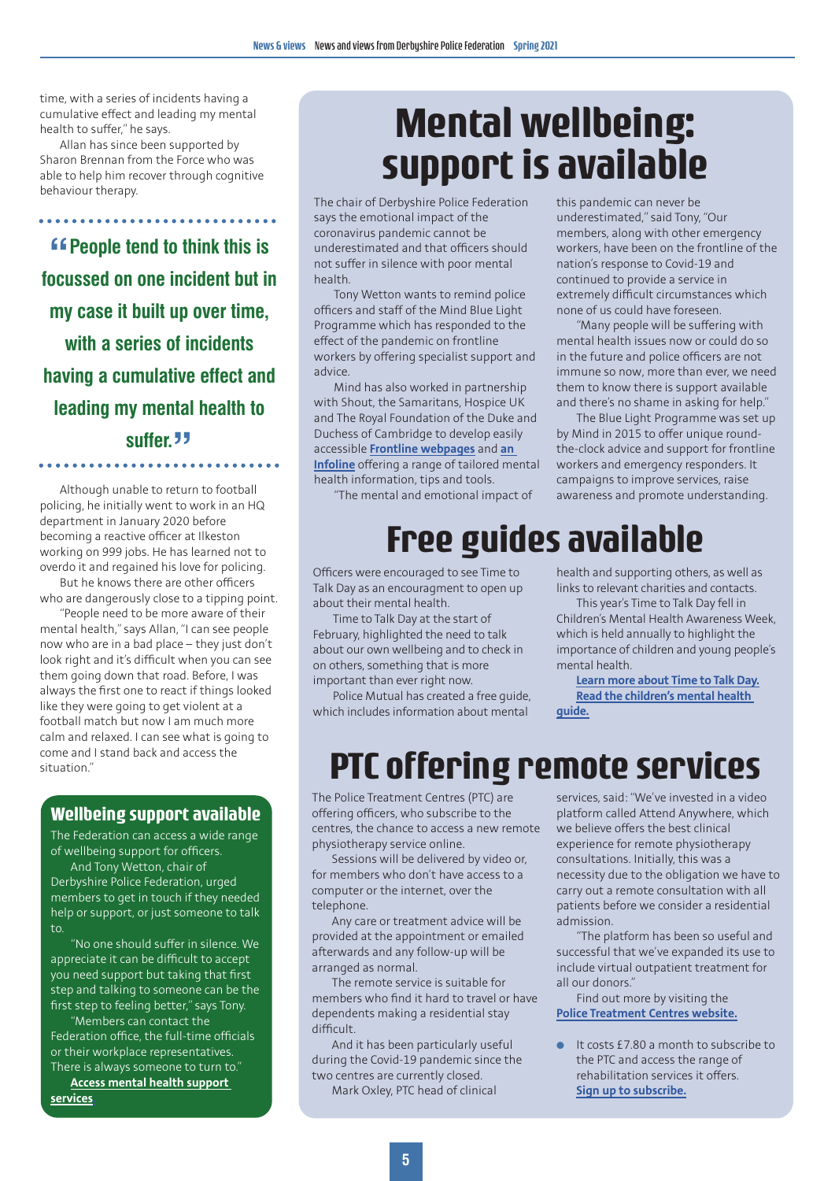time, with a series of incidents having a cumulative effect and leading my mental health to suffer," he says.

Allan has since been supported by Sharon Brennan from the Force who was able to help him recover through cognitive behaviour therapy.

> **"People tend to think this is focussed on one incident but in my case it built up over time, with a series of incidents having a cumulative effect and leading my mental health to suffer."**

Although unable to return to football policing, he initially went to work in an HQ department in January 2020 before becoming a reactive officer at Ilkeston working on 999 jobs. He has learned not to overdo it and regained his love for policing.

But he knows there are other officers who are dangerously close to a tipping point.

"People need to be more aware of their mental health," says Allan, "I can see people now who are in a bad place – they just don't look right and it's difficult when you can see them going down that road. Before, I was always the first one to react if things looked like they were going to get violent at a football match but now I am much more calm and relaxed. I can see what is going to come and I stand back and access the situation."

## Wellbeing support available

The Federation can access a wide range of wellbeing support for officers.

And Tony Wetton, chair of Derbyshire Police Federation, urged members to get in touch if they needed help or support, or just someone to talk to.

"No one should suffer in silence. We appreciate it can be difficult to accept you need support but taking that first step and talking to someone can be the first step to feeling better," says Tony.

"Members can contact the Federation office, the full-time officials or their workplace representatives. There is always someone to turn to."

**Access mental health support services**

# Mental wellbeing: support is available

The chair of Derbyshire Police Federation says the emotional impact of the coronavirus pandemic cannot be underestimated and that officers should not suffer in silence with poor mental health.

Tony Wetton wants to remind police officers and staff of the Mind Blue Light Programme which has responded to the effect of the pandemic on frontline workers by offering specialist support and advice.

Mind has also worked in partnership with Shout, the Samaritans, Hospice UK and The Royal Foundation of the Duke and Duchess of Cambridge to develop easily accessible **Frontline webpages** and **an Infoline** offering a range of tailored mental health information, tips and tools.

"The mental and emotional impact of this pandemic can never be underestimated," said Tony, "Our members, along with other emergency workers, have been on the frontline of the nation's response to Covid-19 and continued to provide a service in extremely difficult circumstances which none of us could have foreseen.

"Many people will be suffering with mental health issues now or could do so in the future and police officers are not immune so now, more than ever, we need them to know there is support available and there's no shame in asking for help."

The Blue Light Programme was set up by Mind in 2015 to offer unique round-the-clock advice and support for frontline workers and emergency responders. It campaigns to improve services, raise awareness and promote understanding.

# Free guides available

Officers were encouraged to see Time to Talk Day as an encouragment to open up about their mental health.

Time to Talk Day at the start of February, highlighted the need to talk about our own wellbeing and to check in on others, something that is more important than ever right now.

Police Mutual has created a free guide, which includes information about mental health and supporting others, as well as links to relevant charities and contacts.

This year's Time to Talk Day fell in Children's Mental Health Awareness Week, which is held annually to highlight the importance of children and young people's mental health.

**Learn more about Time to Talk Day.**
**Read the children's mental health guide.**

# PTC offering remote services

The Police Treatment Centres (PTC) are offering officers, who subscribe to the centres, the chance to access a new remote physiotherapy service online.

Sessions will be delivered by video or, for members who don't have access to a computer or the internet, over the telephone.

Any care or treatment advice will be provided at the appointment or emailed afterwards and any follow-up will be arranged as normal.

The remote service is suitable for members who find it hard to travel or have dependents making a residential stay difficult.

And it has been particularly useful during the Covid-19 pandemic since the two centres are currently closed.

Mark Oxley, PTC head of clinical services, said: "We've invested in a video platform called Attend Anywhere, which we believe offers the best clinical experience for remote physiotherapy consultations. Initially, this was a necessity due to the obligation we have to carry out a remote consultation with all patients before we consider a residential admission.

"The platform has been so useful and successful that we've expanded its use to include virtual outpatient treatment for all our donors."

Find out more by visiting the **Police Treatment Centres website.**

- It costs £7.80 a month to subscribe to the PTC and access the range of rehabilitation services it offers. **Sign up to subscribe.**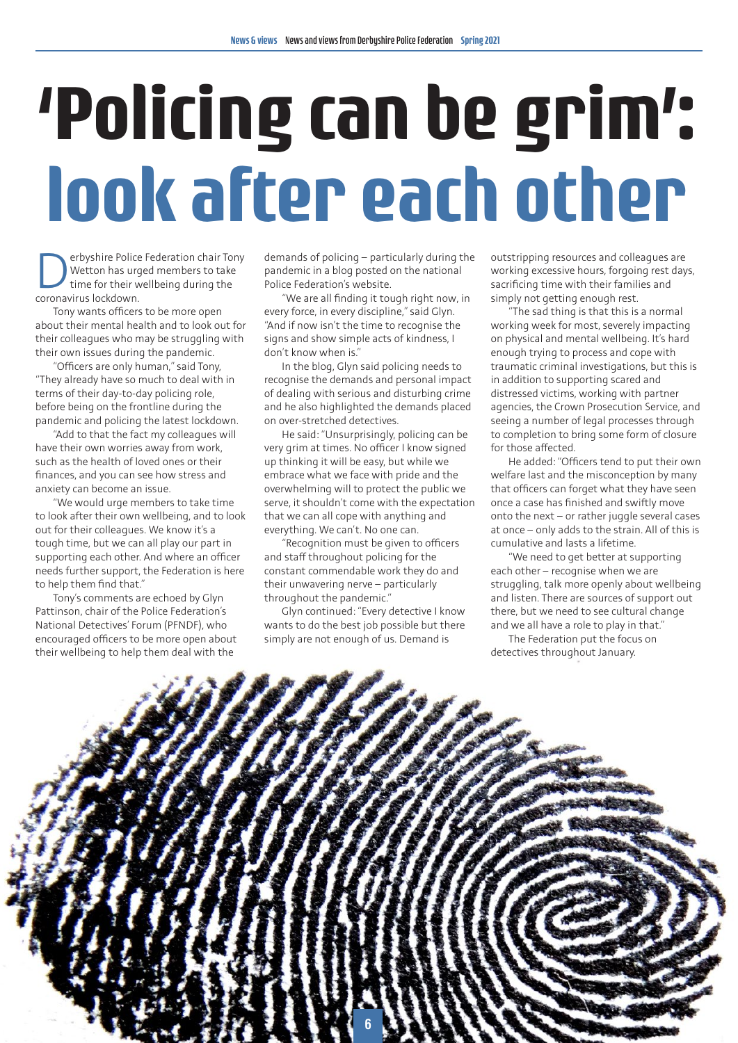# 'Policing can be grim': look after each other

Derbyshire Police Federation chair Tony Wetton has urged members to take time for their wellbeing during the coronavirus lockdown.

Tony wants officers to be more open about their mental health and to look out for their colleagues who may be struggling with their own issues during the pandemic.

"Officers are only human," said Tony, "They already have so much to deal with in terms of their day-to-day policing role, before being on the frontline during the pandemic and policing the latest lockdown.

"Add to that the fact my colleagues will have their own worries away from work, such as the health of loved ones or their finances, and you can see how stress and anxiety can become an issue.

"We would urge members to take time to look after their own wellbeing, and to look out for their colleagues. We know it's a tough time, but we can all play our part in supporting each other. And where an officer needs further support, the Federation is here to help them find that."

Tony's comments are echoed by Glyn Pattinson, chair of the Police Federation's National Detectives' Forum (PFNDF), who encouraged officers to be more open about their wellbeing to help them deal with the demands of policing – particularly during the pandemic in a blog posted on the national Police Federation's website.

"We are all finding it tough right now, in every force, in every discipline," said Glyn. "And if now isn't the time to recognise the signs and show simple acts of kindness, I don't know when is."

In the blog, Glyn said policing needs to recognise the demands and personal impact of dealing with serious and disturbing crime and he also highlighted the demands placed on over-stretched detectives.

He said: "Unsurprisingly, policing can be very grim at times. No officer I know signed up thinking it will be easy, but while we embrace what we face with pride and the overwhelming will to protect the public we serve, it shouldn't come with the expectation that we can all cope with anything and everything. We can't. No one can.

"Recognition must be given to officers and staff throughout policing for the constant commendable work they do and their unwavering nerve – particularly throughout the pandemic."

Glyn continued: "Every detective I know wants to do the best job possible but there simply are not enough of us. Demand is outstripping resources and colleagues are working excessive hours, forgoing rest days, sacrificing time with their families and simply not getting enough rest.

"The sad thing is that this is a normal working week for most, severely impacting on physical and mental wellbeing. It's hard enough trying to process and cope with traumatic criminal investigations, but this is in addition to supporting scared and distressed victims, working with partner agencies, the Crown Prosecution Service, and seeing a number of legal processes through to completion to bring some form of closure for those affected.

He added: "Officers tend to put their own welfare last and the misconception by many that officers can forget what they have seen once a case has finished and swiftly move onto the next – or rather juggle several cases at once – only adds to the strain. All of this is cumulative and lasts a lifetime.

"We need to get better at supporting each other – recognise when we are struggling, talk more openly about wellbeing and listen. There are sources of support out there, but we need to see cultural change and we all have a role to play in that."

The Federation put the focus on detectives throughout January.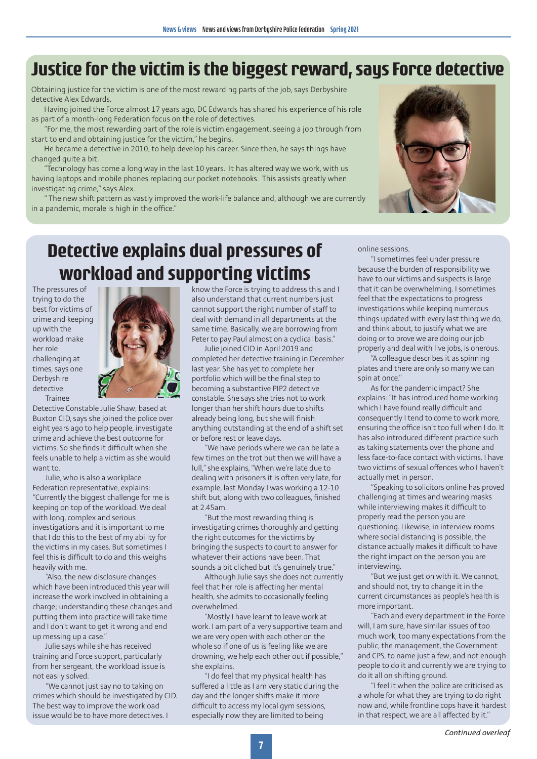# Justice for the victim is the biggest reward, says Force detective

Obtaining justice for the victim is one of the most rewarding parts of the job, says Derbyshire detective Alex Edwards.

Having joined the Force almost 17 years ago, DC Edwards has shared his experience of his role as part of a month-long Federation focus on the role of detectives.

"For me, the most rewarding part of the role is victim engagement, seeing a job through from start to end and obtaining justice for the victim," he begins.

He became a detective in 2010, to help develop his career. Since then, he says things have changed quite a bit.

"Technology has come a long way in the last 10 years. It has altered way we work, with us having laptops and mobile phones replacing our pocket notebooks. This assists greatly when investigating crime," says Alex.

" The new shift pattern as vastly improved the work-life balance and, although we are currently in a pandemic, morale is high in the office."

# Detective explains dual pressures of workload and supporting victims

The pressures of trying to do the best for victims of crime and keeping up with the workload make her role challenging at times, says one Derbyshire detective.

Trainee Detective Constable Julie Shaw, based at Buxton CID, says she joined the police over eight years ago to help people, investigate crime and achieve the best outcome for victims. So she finds it difficult when she feels unable to help a victim as she would want to.

Julie, who is also a workplace Federation representative, explains: "Currently the biggest challenge for me is keeping on top of the workload. We deal with long, complex and serious investigations and it is important to me that I do this to the best of my ability for the victims in my cases. But sometimes I feel this is difficult to do and this weighs heavily with me.

"Also, the new disclosure changes which have been introduced this year will increase the work involved in obtaining a charge; understanding these changes and putting them into practice will take time and I don't want to get it wrong and end up messing up a case."

Julie says while she has received training and Force support, particularly from her sergeant, the workload issue is not easily solved.

"We cannot just say no to taking on crimes which should be investigated by CID. The best way to improve the workload issue would be to have more detectives. I know the Force is trying to address this and I also understand that current numbers just cannot support the right number of staff to deal with demand in all departments at the same time. Basically, we are borrowing from Peter to pay Paul almost on a cyclical basis."

Julie joined CID in April 2019 and completed her detective training in December last year. She has yet to complete her portfolio which will be the final step to becoming a substantive PIP2 detective constable. She says she tries not to work longer than her shift hours due to shifts already being long, but she will finish anything outstanding at the end of a shift set or before rest or leave days.

"We have periods where we can be late a few times on the trot but then we will have a lull," she explains, "When we're late due to dealing with prisoners it is often very late, for example, last Monday I was working a 12-10 shift but, along with two colleagues, finished at 2.45am.

"But the most rewarding thing is investigating crimes thoroughly and getting the right outcomes for the victims by bringing the suspects to court to answer for whatever their actions have been. That sounds a bit cliched but it's genuinely true."

Although Julie says she does not currently feel that her role is affecting her mental health, she admits to occasionally feeling overwhelmed.

"Mostly I have learnt to leave work at work. I am part of a very supportive team and we are very open with each other on the whole so if one of us is feeling like we are drowning, we help each other out if possible," she explains.

"I do feel that my physical health has suffered a little as I am very static during the day and the longer shifts make it more difficult to access my local gym sessions, especially now they are limited to being online sessions.

"I sometimes feel under pressure because the burden of responsibility we have to our victims and suspects is large that it can be overwhelming. I sometimes feel that the expectations to progress investigations while keeping numerous things updated with every last thing we do, and think about, to justify what we are doing or to prove we are doing our job properly and deal with live jobs, is onerous.

"A colleague describes it as spinning plates and there are only so many we can spin at once."

As for the pandemic impact? She explains: "It has introduced home working which I have found really difficult and consequently I tend to come to work more, ensuring the office isn't too full when I do. It has also introduced different practice such as taking statements over the phone and less face-to-face contact with victims. I have two victims of sexual offences who I haven't actually met in person.

"Speaking to solicitors online has proved challenging at times and wearing masks while interviewing makes it difficult to properly read the person you are questioning. Likewise, in interview rooms where social distancing is possible, the distance actually makes it difficult to have the right impact on the person you are interviewing.

"But we just get on with it. We cannot, and should not, try to change it in the current circumstances as people's health is more important.

"Each and every department in the Force will, I am sure, have similar issues of too much work, too many expectations from the public, the management, the Government and CPS, to name just a few, and not enough people to do it and currently we are trying to do it all on shifting ground.

"I feel it when the police are criticised as a whole for what they are trying to do right now and, while frontline cops have it hardest in that respect, we are all affected by it."

*Continued overleaf*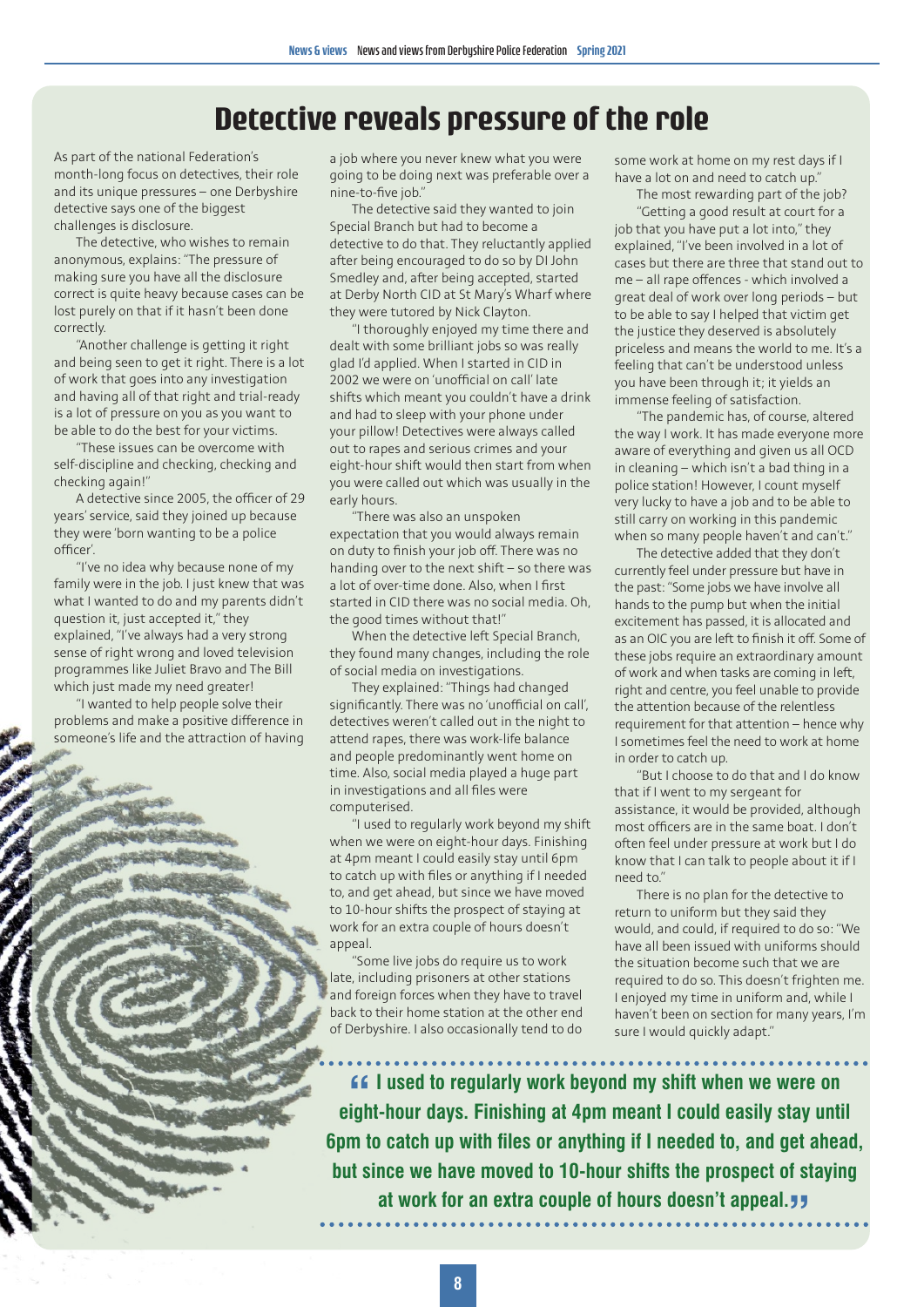# Detective reveals pressure of the role

As part of the national Federation's month-long focus on detectives, their role and its unique pressures – one Derbyshire detective says one of the biggest challenges is disclosure.

The detective, who wishes to remain anonymous, explains: "The pressure of making sure you have all the disclosure correct is quite heavy because cases can be lost purely on that if it hasn't been done correctly.

"Another challenge is getting it right and being seen to get it right. There is a lot of work that goes into any investigation and having all of that right and trial-ready is a lot of pressure on you as you want to be able to do the best for your victims.

"These issues can be overcome with self-discipline and checking, checking and checking again!"

A detective since 2005, the officer of 29 years' service, said they joined up because they were 'born wanting to be a police officer'.

"I've no idea why because none of my family were in the job. I just knew that was what I wanted to do and my parents didn't question it, just accepted it," they explained, "I've always had a very strong sense of right wrong and loved television programmes like Juliet Bravo and The Bill which just made my need greater!

"I wanted to help people solve their problems and make a positive difference in someone's life and the attraction of having a job where you never knew what you were going to be doing next was preferable over a nine-to-five job."

The detective said they wanted to join Special Branch but had to become a detective to do that. They reluctantly applied after being encouraged to do so by DI John Smedley and, after being accepted, started at Derby North CID at St Mary's Wharf where they were tutored by Nick Clayton.

"I thoroughly enjoyed my time there and dealt with some brilliant jobs so was really glad I'd applied. When I started in CID in 2002 we were on 'unofficial on call' late shifts which meant you couldn't have a drink and had to sleep with your phone under your pillow! Detectives were always called out to rapes and serious crimes and your eight-hour shift would then start from when you were called out which was usually in the early hours.

"There was also an unspoken expectation that you would always remain on duty to finish your job off. There was no handing over to the next shift – so there was a lot of over-time done. Also, when I first started in CID there was no social media. Oh, the good times without that!"

When the detective left Special Branch, they found many changes, including the role of social media on investigations.

They explained: "Things had changed significantly. There was no 'unofficial on call', detectives weren't called out in the night to attend rapes, there was work-life balance and people predominantly went home on time. Also, social media played a huge part in investigations and all files were computerised.

"I used to regularly work beyond my shift when we were on eight-hour days. Finishing at 4pm meant I could easily stay until 6pm to catch up with files or anything if I needed to, and get ahead, but since we have moved to 10-hour shifts the prospect of staying at work for an extra couple of hours doesn't appeal.

"Some live jobs do require us to work late, including prisoners at other stations and foreign forces when they have to travel back to their home station at the other end of Derbyshire. I also occasionally tend to do some work at home on my rest days if I have a lot on and need to catch up."

The most rewarding part of the job?

"Getting a good result at court for a job that you have put a lot into," they explained, "I've been involved in a lot of cases but there are three that stand out to me – all rape offences - which involved a great deal of work over long periods – but to be able to say I helped that victim get the justice they deserved is absolutely priceless and means the world to me. It's a feeling that can't be understood unless you have been through it; it yields an immense feeling of satisfaction.

"The pandemic has, of course, altered the way I work. It has made everyone more aware of everything and given us all OCD in cleaning – which isn't a bad thing in a police station! However, I count myself very lucky to have a job and to be able to still carry on working in this pandemic when so many people haven't and can't."

The detective added that they don't currently feel under pressure but have in the past: "Some jobs we have involve all hands to the pump but when the initial excitement has passed, it is allocated and as an OIC you are left to finish it off. Some of these jobs require an extraordinary amount of work and when tasks are coming in left, right and centre, you feel unable to provide the attention because of the relentless requirement for that attention – hence why I sometimes feel the need to work at home in order to catch up.

"But I choose to do that and I do know that if I went to my sergeant for assistance, it would be provided, although most officers are in the same boat. I don't often feel under pressure at work but I do know that I can talk to people about it if I need to."

There is no plan for the detective to return to uniform but they said they would, and could, if required to do so: "We have all been issued with uniforms should the situation become such that we are required to do so. This doesn't frighten me. I enjoyed my time in uniform and, while I haven't been on section for many years, I'm sure I would quickly adapt."

**"I used to regularly work beyond my shift when we were on eight-hour days. Finishing at 4pm meant I could easily stay until 6pm to catch up with files or anything if I needed to, and get ahead, but since we have moved to 10-hour shifts the prospect of staying at work for an extra couple of hours doesn't appeal."**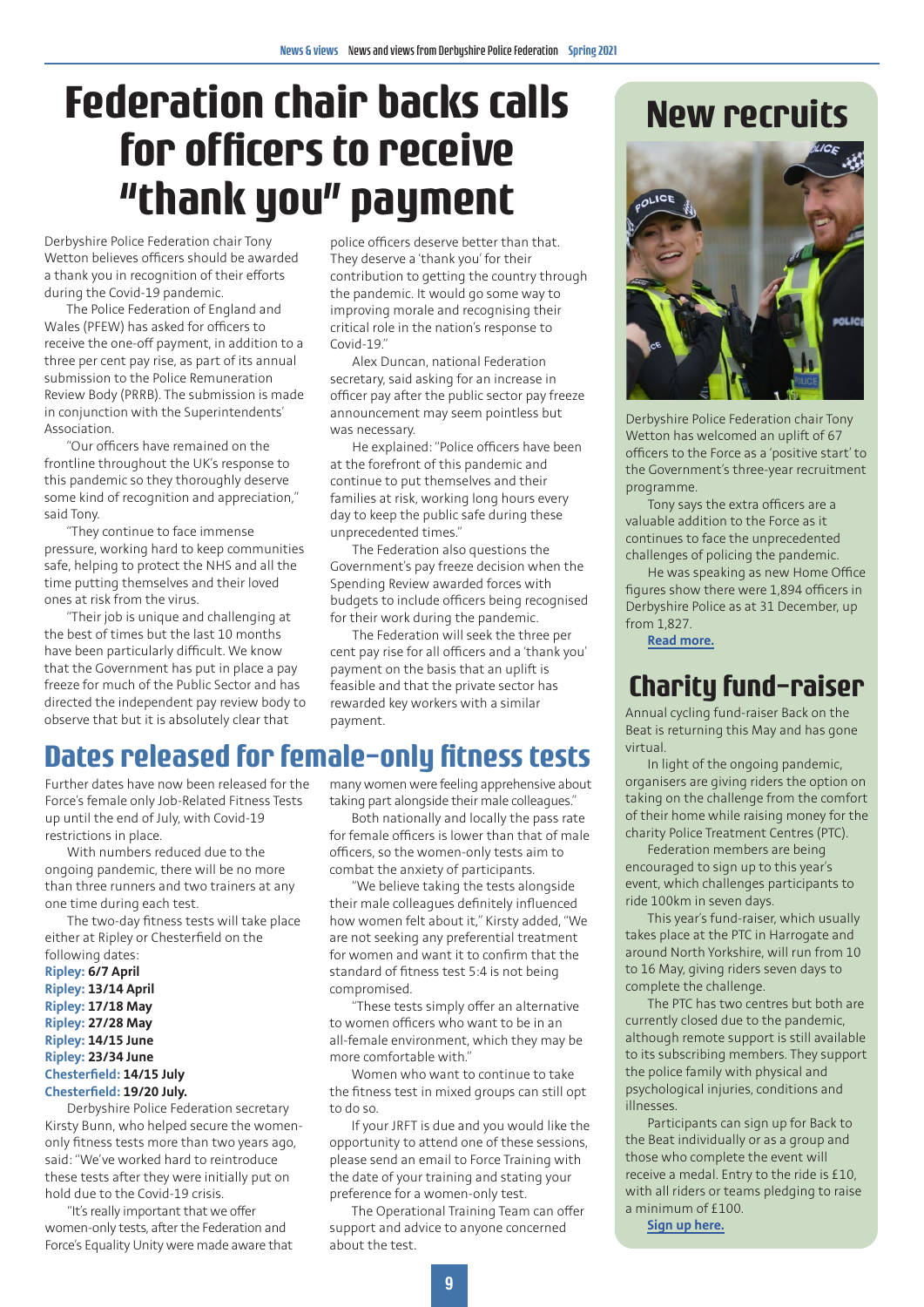# Federation chair backs calls for officers to receive "thank you" payment

Derbyshire Police Federation chair Tony Wetton believes officers should be awarded a thank you in recognition of their efforts during the Covid-19 pandemic.

The Police Federation of England and Wales (PFEW) has asked for officers to receive the one-off payment, in addition to a three per cent pay rise, as part of its annual submission to the Police Remuneration Review Body (PRRB). The submission is made in conjunction with the Superintendents' Association.

"Our officers have remained on the frontline throughout the UK's response to this pandemic so they thoroughly deserve some kind of recognition and appreciation," said Tony.

"They continue to face immense pressure, working hard to keep communities safe, helping to protect the NHS and all the time putting themselves and their loved ones at risk from the virus.

"Their job is unique and challenging at the best of times but the last 10 months have been particularly difficult. We know that the Government has put in place a pay freeze for much of the Public Sector and has directed the independent pay review body to observe that but it is absolutely clear that police officers deserve better than that. They deserve a 'thank you' for their contribution to getting the country through the pandemic. It would go some way to improving morale and recognising their critical role in the nation's response to Covid-19."

Alex Duncan, national Federation secretary, said asking for an increase in officer pay after the public sector pay freeze announcement may seem pointless but was necessary.

He explained: "Police officers have been at the forefront of this pandemic and continue to put themselves and their families at risk, working long hours every day to keep the public safe during these unprecedented times."

The Federation also questions the Government's pay freeze decision when the Spending Review awarded forces with budgets to include officers being recognised for their work during the pandemic.

The Federation will seek the three per cent pay rise for all officers and a 'thank you' payment on the basis that an uplift is feasible and that the private sector has rewarded key workers with a similar payment.

## Dates released for female-only fitness tests

Further dates have now been released for the Force's female only Job-Related Fitness Tests up until the end of July, with Covid-19 restrictions in place.

With numbers reduced due to the ongoing pandemic, there will be no more than three runners and two trainers at any one time during each test.

The two-day fitness tests will take place either at Ripley or Chesterfield on the following dates:

**Ripley: 6/7 April**
**Ripley: 13/14 April**
**Ripley: 17/18 May**
**Ripley: 27/28 May**
**Ripley: 14/15 June**
**Ripley: 23/34 June**
**Chesterfield: 14/15 July**
**Chesterfield: 19/20 July.**

Derbyshire Police Federation secretary Kirsty Bunn, who helped secure the women-only fitness tests more than two years ago, said: "We've worked hard to reintroduce these tests after they were initially put on hold due to the Covid-19 crisis.

"It's really important that we offer women-only tests, after the Federation and Force's Equality Unity were made aware that many women were feeling apprehensive about taking part alongside their male colleagues."

Both nationally and locally the pass rate for female officers is lower than that of male officers, so the women-only tests aim to combat the anxiety of participants.

"We believe taking the tests alongside their male colleagues definitely influenced how women felt about it," Kirsty added, "We are not seeking any preferential treatment for women and want it to confirm that the standard of fitness test 5:4 is not being compromised.

"These tests simply offer an alternative to women officers who want to be in an all-female environment, which they may be more comfortable with."

Women who want to continue to take the fitness test in mixed groups can still opt to do so.

If your JRFT is due and you would like the opportunity to attend one of these sessions, please send an email to Force Training with the date of your training and stating your preference for a women-only test.

The Operational Training Team can offer support and advice to anyone concerned about the test.

## New recruits

Derbyshire Police Federation chair Tony Wetton has welcomed an uplift of 67 officers to the Force as a 'positive start' to the Government's three-year recruitment programme.

Tony says the extra officers are a valuable addition to the Force as it continues to face the unprecedented challenges of policing the pandemic.

He was speaking as new Home Office figures show there were 1,894 officers in Derbyshire Police as at 31 December, up from 1,827.

Read more.

## Charity fund-raiser

Annual cycling fund-raiser Back on the Beat is returning this May and has gone virtual.

In light of the ongoing pandemic, organisers are giving riders the option on taking on the challenge from the comfort of their home while raising money for the charity Police Treatment Centres (PTC).

Federation members are being encouraged to sign up to this year's event, which challenges participants to ride 100km in seven days.

This year's fund-raiser, which usually takes place at the PTC in Harrogate and around North Yorkshire, will run from 10 to 16 May, giving riders seven days to complete the challenge.

The PTC has two centres but both are currently closed due to the pandemic, although remote support is still available to its subscribing members. They support the police family with physical and psychological injuries, conditions and illnesses.

Participants can sign up for Back to the Beat individually or as a group and those who complete the event will receive a medal. Entry to the ride is £10, with all riders or teams pledging to raise a minimum of £100.

Sign up here.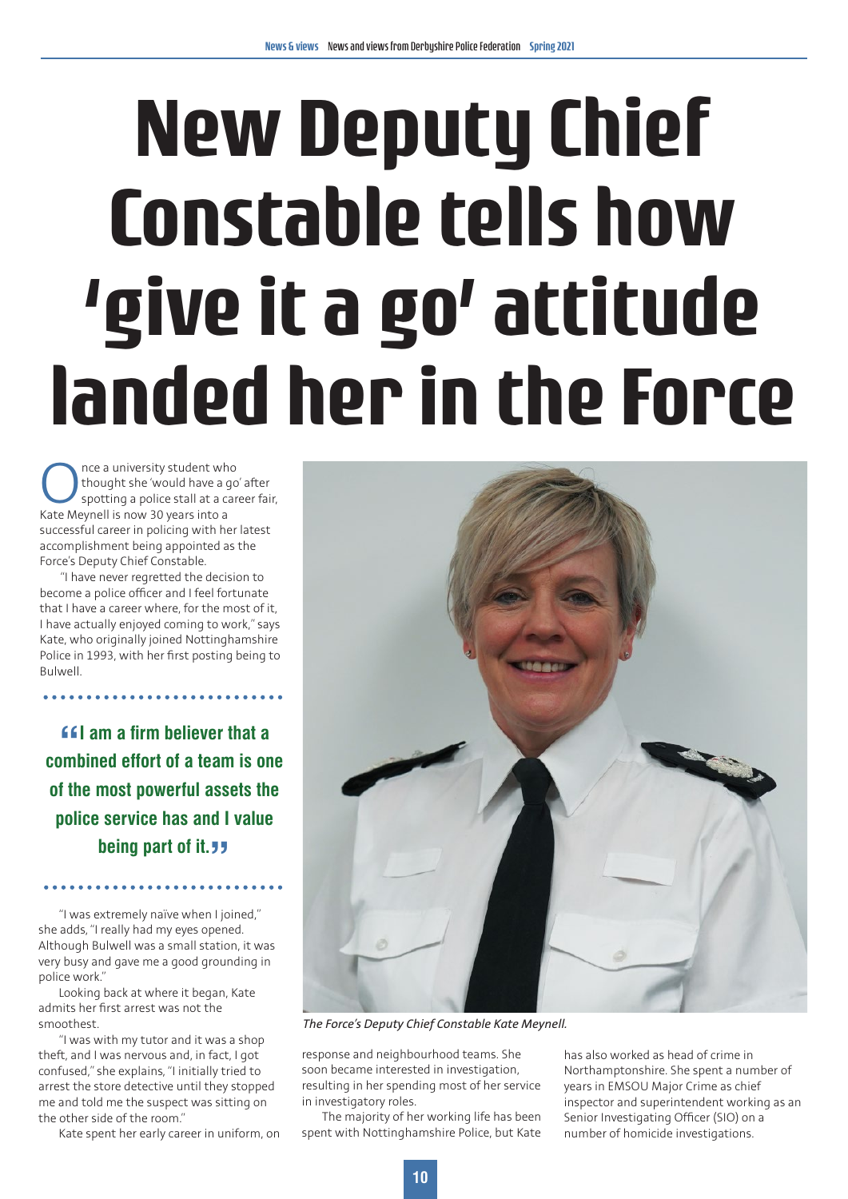# New Deputy Chief Constable tells how 'give it a go' attitude landed her in the Force

Once a university student who thought she 'would have a go' after spotting a police stall at a career fair, Kate Meynell is now 30 years into a successful career in policing with her latest accomplishment being appointed as the Force's Deputy Chief Constable.

"I have never regretted the decision to become a police officer and I feel fortunate that I have a career where, for the most of it, I have actually enjoyed coming to work," says Kate, who originally joined Nottinghamshire Police in 1993, with her first posting being to Bulwell.

> **"I am a firm believer that a combined effort of a team is one of the most powerful assets the police service has and I value being part of it."**

"I was extremely naïve when I joined," she adds, "I really had my eyes opened. Although Bulwell was a small station, it was very busy and gave me a good grounding in police work."

Looking back at where it began, Kate admits her first arrest was not the smoothest.

"I was with my tutor and it was a shop theft, and I was nervous and, in fact, I got confused," she explains, "I initially tried to arrest the store detective until they stopped me and told me the suspect was sitting on the other side of the room."

Kate spent her early career in uniform, on response and neighbourhood teams. She soon became interested in investigation, resulting in her spending most of her service in investigatory roles.

The majority of her working life has been spent with Nottinghamshire Police, but Kate has also worked as head of crime in Northamptonshire. She spent a number of years in EMSOU Major Crime as chief inspector and superintendent working as an Senior Investigating Officer (SIO) on a number of homicide investigations.

*The Force's Deputy Chief Constable Kate Meynell.*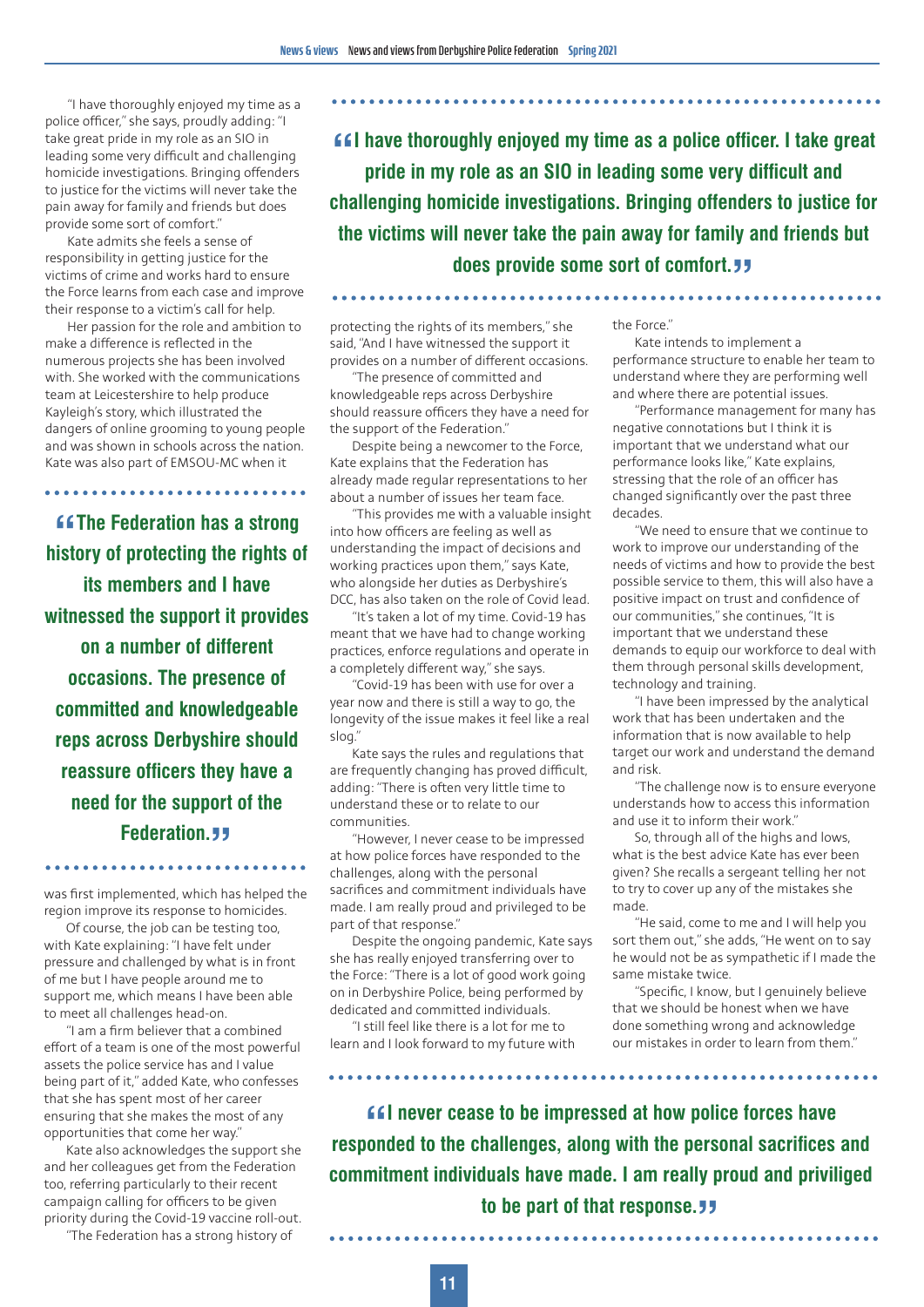"I have thoroughly enjoyed my time as a police officer," she says, proudly adding: "I take great pride in my role as an SIO in leading some very difficult and challenging homicide investigations. Bringing offenders to justice for the victims will never take the pain away for family and friends but does provide some sort of comfort."

Kate admits she feels a sense of responsibility in getting justice for the victims of crime and works hard to ensure the Force learns from each case and improve their response to a victim's call for help.

Her passion for the role and ambition to make a difference is reflected in the numerous projects she has been involved with. She worked with the communications team at Leicestershire to help produce Kayleigh's story, which illustrated the dangers of online grooming to young people and was shown in schools across the nation. Kate was also part of EMSOU-MC when it was first implemented, which has helped the region improve its response to homicides.

Of course, the job can be testing too, with Kate explaining: "I have felt under pressure and challenged by what is in front of me but I have people around me to support me, which means I have been able to meet all challenges head-on.

"I am a firm believer that a combined effort of a team is one of the most powerful assets the police service has and I value being part of it," added Kate, who confesses that she has spent most of her career ensuring that she makes the most of any opportunities that come her way."

Kate also acknowledges the support she and her colleagues get from the Federation too, referring particularly to their recent campaign calling for officers to be given priority during the Covid-19 vaccine roll-out.

"The Federation has a strong history of protecting the rights of its members," she said, "And I have witnessed the support it provides on a number of different occasions.

"The presence of committed and knowledgeable reps across Derbyshire should reassure officers they have a need for the support of the Federation."

Despite being a newcomer to the Force, Kate explains that the Federation has already made regular representations to her about a number of issues her team face.

"This provides me with a valuable insight into how officers are feeling as well as understanding the impact of decisions and working practices upon them," says Kate, who alongside her duties as Derbyshire's DCC, has also taken on the role of Covid lead.

"It's taken a lot of my time. Covid-19 has meant that we have had to change working practices, enforce regulations and operate in a completely different way," she says.

"Covid-19 has been with use for over a year now and there is still a way to go, the longevity of the issue makes it feel like a real slog."

Kate says the rules and regulations that are frequently changing has proved difficult, adding: "There is often very little time to understand these or to relate to our communities.

"However, I never cease to be impressed at how police forces have responded to the challenges, along with the personal sacrifices and commitment individuals have made. I am really proud and privileged to be part of that response."

Despite the ongoing pandemic, Kate says she has really enjoyed transferring over to the Force: "There is a lot of good work going on in Derbyshire Police, being performed by dedicated and committed individuals.

"I still feel like there is a lot for me to learn and I look forward to my future with the Force."

Kate intends to implement a performance structure to enable her team to understand where they are performing well and where there are potential issues.

"Performance management for many has negative connotations but I think it is important that we understand what our performance looks like," Kate explains, stressing that the role of an officer has changed significantly over the past three decades.

"We need to ensure that we continue to work to improve our understanding of the needs of victims and how to provide the best possible service to them, this will also have a positive impact on trust and confidence of our communities," she continues, "It is important that we understand these demands to equip our workforce to deal with them through personal skills development, technology and training.

"I have been impressed by the analytical work that has been undertaken and the information that is now available to help target our work and understand the demand and risk.

"The challenge now is to ensure everyone understands how to access this information and use it to inform their work."

So, through all of the highs and lows, what is the best advice Kate has ever been given? She recalls a sergeant telling her not to try to cover up any of the mistakes she made.

"He said, come to me and I will help you sort them out," she adds, "He went on to say he would not be as sympathetic if I made the same mistake twice.

"Specific, I know, but I genuinely believe that we should be honest when we have done something wrong and acknowledge our mistakes in order to learn from them."

> **"I have thoroughly enjoyed my time as a police officer. I take great pride in my role as an SIO in leading some very difficult and challenging homicide investigations. Bringing offenders to justice for the victims will never take the pain away for family and friends but does provide some sort of comfort."**

> **"The Federation has a strong history of protecting the rights of its members and I have witnessed the support it provides on a number of different occasions. The presence of committed and knowledgeable reps across Derbyshire should reassure officers they have a need for the support of the Federation."**

> **"I never cease to be impressed at how police forces have responded to the challenges, along with the personal sacrifices and commitment individuals have made. I am really proud and priviliged to be part of that response."**